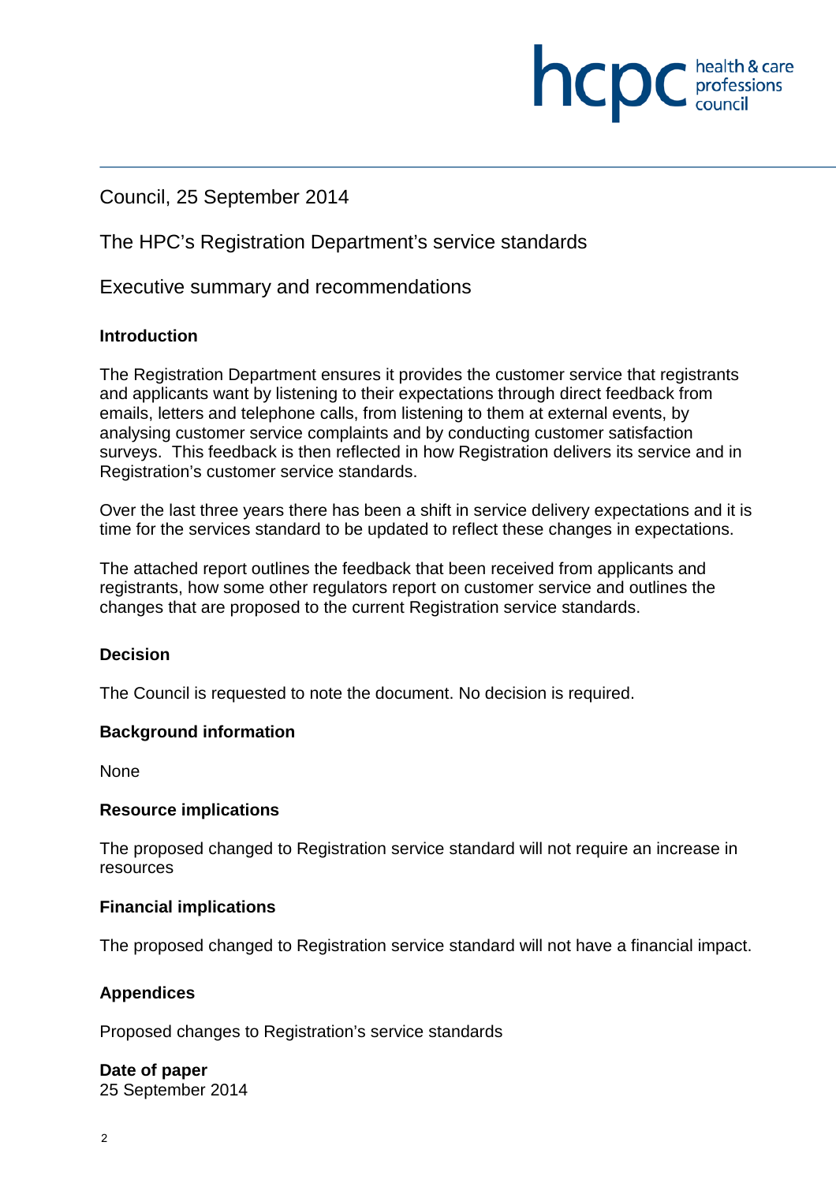Council, 25 September 2014

# The HPC's Registration Department's service standards

## Executive summary and recommendations

### Introduction

The Registration Department ensures it provides the customer service that registrants and applicants want by listening to their expectations through direct feedback from emails, letters and telephone calls, from listening to them at external events, by analysing customer service complaints and by conducting customer satisfaction surveys. This feedback is then reflected in how Registration delivers its service and in Registration's customer service standards.

Over the last three years there has been a shift in service delivery expectations and it is time for the services standard to be updated to reflect these changes in expectations.

The attached report outlines the feedback that been received from applicants and registrants, how some other regulators report on customer service and outlines the changes that are proposed to the current Registration service standards.

### Decision

The Council is requested to note the document. No decision is required.

### Background information

None

### Resource implications

The proposed changed to Registration service standard will not require an increase in resources

### Financial implications

The proposed changed to Registration service standard will not have a financial impact.

### Appendices

Proposed changes to Registration's service standards

### Date of paper

25 September 2014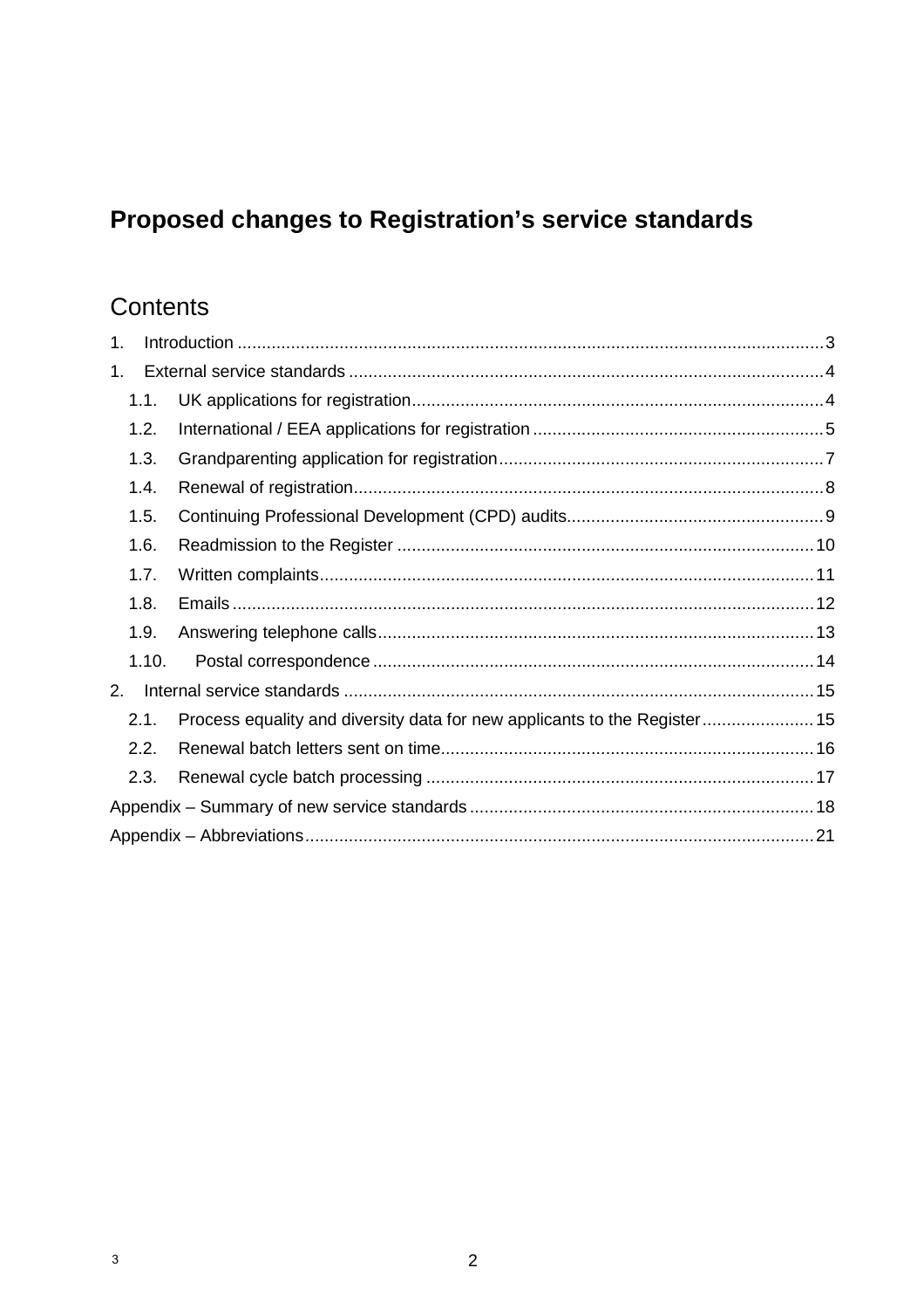# Proposed changes to Registration's service standards

## Contents

1. Introduction ........ 3
1. External service standards ........ 4
   - 1.1. UK applications for registration ........ 4
   - 1.2. International / EEA applications for registration ........ 5
   - 1.3. Grandparenting application for registration ........ 7
   - 1.4. Renewal of registration ........ 8
   - 1.5. Continuing Professional Development (CPD) audits ........ 9
   - 1.6. Readmission to the Register ........ 10
   - 1.7. Written complaints ........ 11
   - 1.8. Emails ........ 12
   - 1.9. Answering telephone calls ........ 13
   - 1.10. Postal correspondence ........ 14
2. Internal service standards ........ 15
   - 2.1. Process equality and diversity data for new applicants to the Register ........ 15
   - 2.2. Renewal batch letters sent on time ........ 16
   - 2.3. Renewal cycle batch processing ........ 17

Appendix – Summary of new service standards ........ 18

Appendix – Abbreviations ........ 21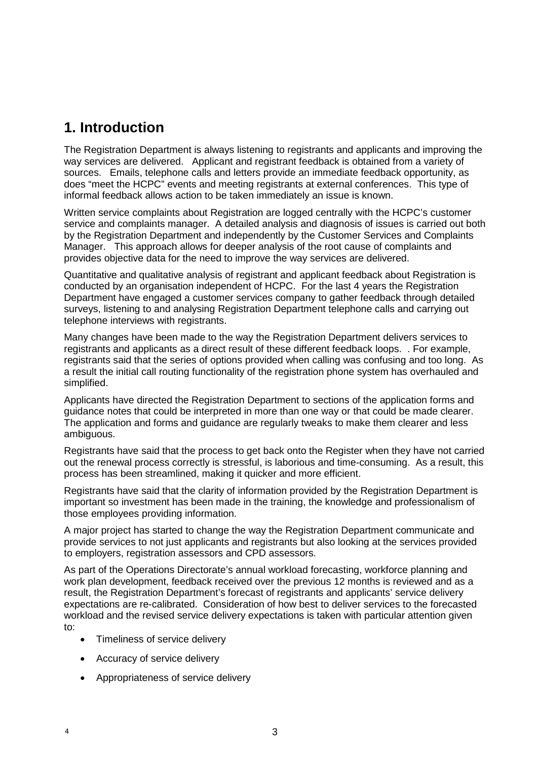# 1. Introduction

The Registration Department is always listening to registrants and applicants and improving the way services are delivered. Applicant and registrant feedback is obtained from a variety of sources. Emails, telephone calls and letters provide an immediate feedback opportunity, as does "meet the HCPC" events and meeting registrants at external conferences. This type of informal feedback allows action to be taken immediately an issue is known.

Written service complaints about Registration are logged centrally with the HCPC's customer service and complaints manager. A detailed analysis and diagnosis of issues is carried out both by the Registration Department and independently by the Customer Services and Complaints Manager. This approach allows for deeper analysis of the root cause of complaints and provides objective data for the need to improve the way services are delivered.

Quantitative and qualitative analysis of registrant and applicant feedback about Registration is conducted by an organisation independent of HCPC. For the last 4 years the Registration Department have engaged a customer services company to gather feedback through detailed surveys, listening to and analysing Registration Department telephone calls and carrying out telephone interviews with registrants.

Many changes have been made to the way the Registration Department delivers services to registrants and applicants as a direct result of these different feedback loops. . For example, registrants said that the series of options provided when calling was confusing and too long. As a result the initial call routing functionality of the registration phone system has overhauled and simplified.

Applicants have directed the Registration Department to sections of the application forms and guidance notes that could be interpreted in more than one way or that could be made clearer. The application and forms and guidance are regularly tweaks to make them clearer and less ambiguous.

Registrants have said that the process to get back onto the Register when they have not carried out the renewal process correctly is stressful, is laborious and time-consuming. As a result, this process has been streamlined, making it quicker and more efficient.

Registrants have said that the clarity of information provided by the Registration Department is important so investment has been made in the training, the knowledge and professionalism of those employees providing information.

A major project has started to change the way the Registration Department communicate and provide services to not just applicants and registrants but also looking at the services provided to employers, registration assessors and CPD assessors.

As part of the Operations Directorate's annual workload forecasting, workforce planning and work plan development, feedback received over the previous 12 months is reviewed and as a result, the Registration Department's forecast of registrants and applicants' service delivery expectations are re-calibrated. Consideration of how best to deliver services to the forecasted workload and the revised service delivery expectations is taken with particular attention given to:

- Timeliness of service delivery
- Accuracy of service delivery
- Appropriateness of service delivery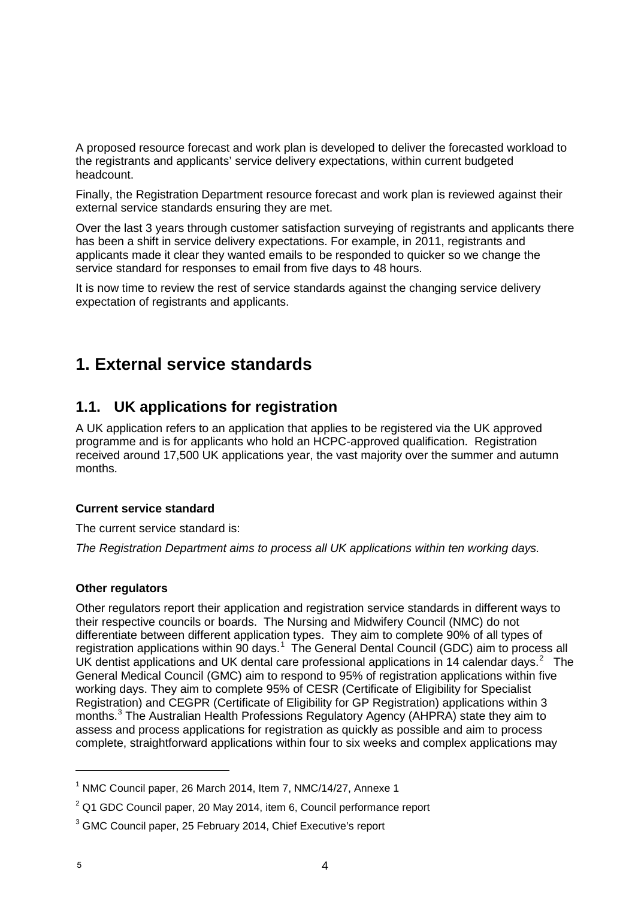A proposed resource forecast and work plan is developed to deliver the forecasted workload to the registrants and applicants' service delivery expectations, within current budgeted headcount.

Finally, the Registration Department resource forecast and work plan is reviewed against their external service standards ensuring they are met.

Over the last 3 years through customer satisfaction surveying of registrants and applicants there has been a shift in service delivery expectations. For example, in 2011, registrants and applicants made it clear they wanted emails to be responded to quicker so we change the service standard for responses to email from five days to 48 hours.

It is now time to review the rest of service standards against the changing service delivery expectation of registrants and applicants.

# 1. External service standards

## 1.1. UK applications for registration

A UK application refers to an application that applies to be registered via the UK approved programme and is for applicants who hold an HCPC-approved qualification. Registration received around 17,500 UK applications year, the vast majority over the summer and autumn months.

**Current service standard**

The current service standard is:

*The Registration Department aims to process all UK applications within ten working days.*

**Other regulators**

Other regulators report their application and registration service standards in different ways to their respective councils or boards. The Nursing and Midwifery Council (NMC) do not differentiate between different application types. They aim to complete 90% of all types of registration applications within 90 days.[1] The General Dental Council (GDC) aim to process all UK dentist applications and UK dental care professional applications in 14 calendar days.[2] The General Medical Council (GMC) aim to respond to 95% of registration applications within five working days. They aim to complete 95% of CESR (Certificate of Eligibility for Specialist Registration) and CEGPR (Certificate of Eligibility for GP Registration) applications within 3 months.[3] The Australian Health Professions Regulatory Agency (AHPRA) state they aim to assess and process applications for registration as quickly as possible and aim to process complete, straightforward applications within four to six weeks and complex applications may

[1] NMC Council paper, 26 March 2014, Item 7, NMC/14/27, Annexe 1

[2] Q1 GDC Council paper, 20 May 2014, item 6, Council performance report

[3] GMC Council paper, 25 February 2014, Chief Executive's report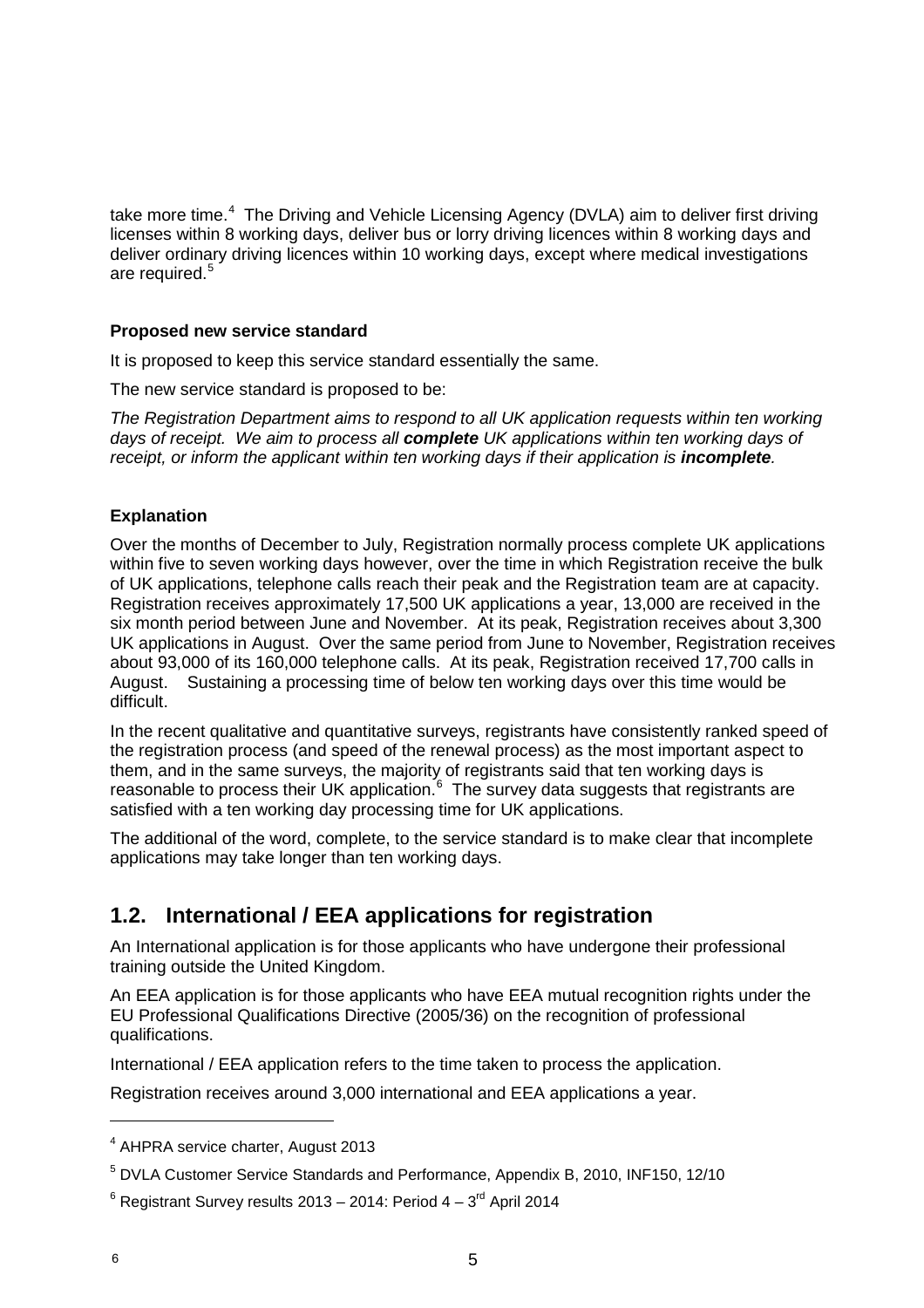take more time.[4] The Driving and Vehicle Licensing Agency (DVLA) aim to deliver first driving licenses within 8 working days, deliver bus or lorry driving licences within 8 working days and deliver ordinary driving licences within 10 working days, except where medical investigations are required.[5]

**Proposed new service standard**

It is proposed to keep this service standard essentially the same.

The new service standard is proposed to be:

*The Registration Department aims to respond to all UK application requests within ten working days of receipt. We aim to process all* ***complete*** *UK applications within ten working days of receipt, or inform the applicant within ten working days if their application is* ***incomplete****.*

**Explanation**

Over the months of December to July, Registration normally process complete UK applications within five to seven working days however, over the time in which Registration receive the bulk of UK applications, telephone calls reach their peak and the Registration team are at capacity. Registration receives approximately 17,500 UK applications a year, 13,000 are received in the six month period between June and November. At its peak, Registration receives about 3,300 UK applications in August. Over the same period from June to November, Registration receives about 93,000 of its 160,000 telephone calls. At its peak, Registration received 17,700 calls in August. Sustaining a processing time of below ten working days over this time would be difficult.

In the recent qualitative and quantitative surveys, registrants have consistently ranked speed of the registration process (and speed of the renewal process) as the most important aspect to them, and in the same surveys, the majority of registrants said that ten working days is reasonable to process their UK application.[6] The survey data suggests that registrants are satisfied with a ten working day processing time for UK applications.

The additional of the word, complete, to the service standard is to make clear that incomplete applications may take longer than ten working days.

## 1.2. International / EEA applications for registration

An International application is for those applicants who have undergone their professional training outside the United Kingdom.

An EEA application is for those applicants who have EEA mutual recognition rights under the EU Professional Qualifications Directive (2005/36) on the recognition of professional qualifications.

International / EEA application refers to the time taken to process the application.

Registration receives around 3,000 international and EEA applications a year.

---

[4] AHPRA service charter, August 2013

[5] DVLA Customer Service Standards and Performance, Appendix B, 2010, INF150, 12/10

[6] Registrant Survey results 2013 – 2014: Period 4 – 3rd April 2014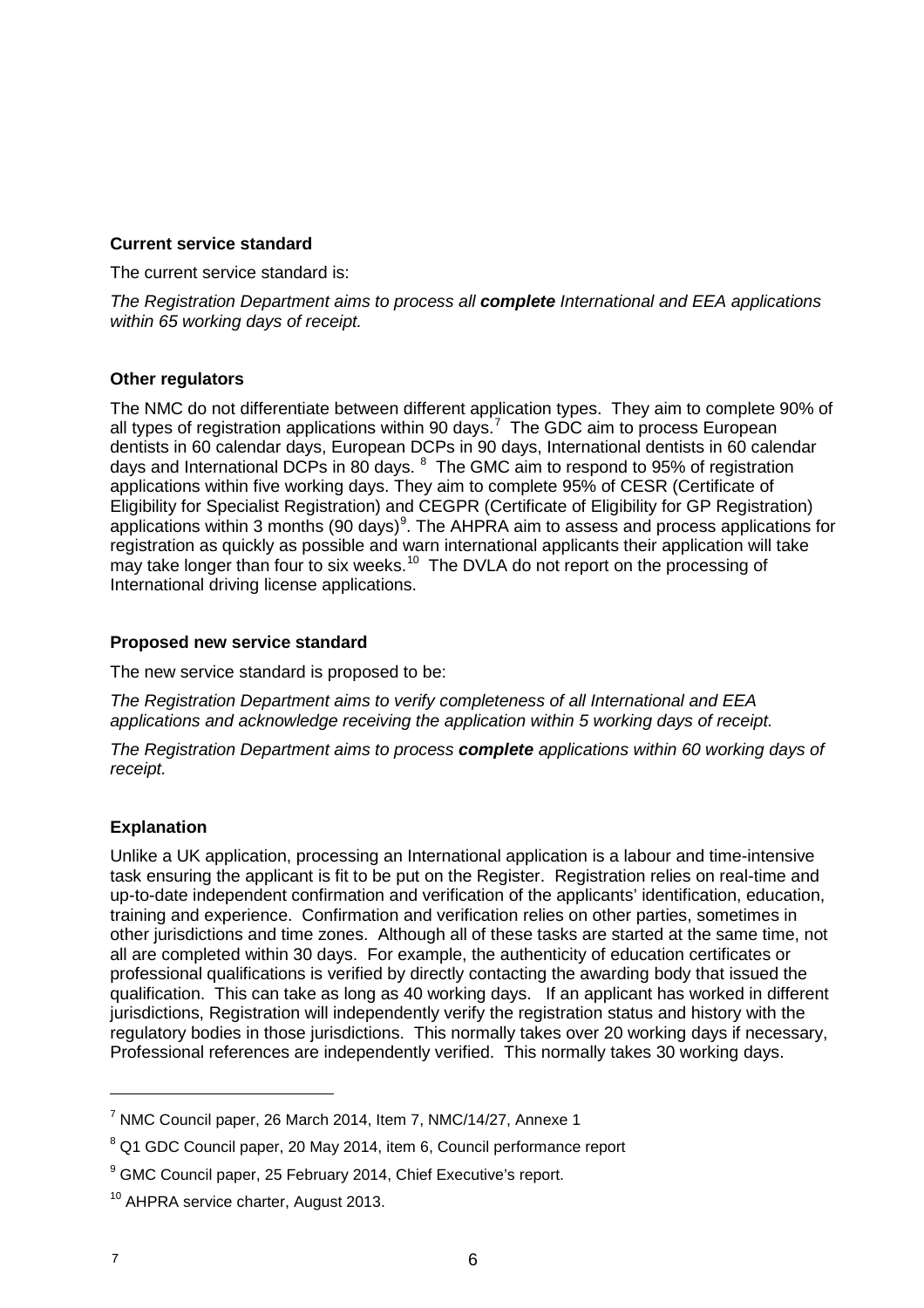**Current service standard**

The current service standard is:

*The Registration Department aims to process all **complete** International and EEA applications within 65 working days of receipt.*

**Other regulators**

The NMC do not differentiate between different application types. They aim to complete 90% of all types of registration applications within 90 days.[7] The GDC aim to process European dentists in 60 calendar days, European DCPs in 90 days, International dentists in 60 calendar days and International DCPs in 80 days. [8] The GMC aim to respond to 95% of registration applications within five working days. They aim to complete 95% of CESR (Certificate of Eligibility for Specialist Registration) and CEGPR (Certificate of Eligibility for GP Registration) applications within 3 months (90 days)[9]. The AHPRA aim to assess and process applications for registration as quickly as possible and warn international applicants their application will take may take longer than four to six weeks.[10] The DVLA do not report on the processing of International driving license applications.

**Proposed new service standard**

The new service standard is proposed to be:

*The Registration Department aims to verify completeness of all International and EEA applications and acknowledge receiving the application within 5 working days of receipt.*

*The Registration Department aims to process **complete** applications within 60 working days of receipt.*

**Explanation**

Unlike a UK application, processing an International application is a labour and time-intensive task ensuring the applicant is fit to be put on the Register. Registration relies on real-time and up-to-date independent confirmation and verification of the applicants' identification, education, training and experience. Confirmation and verification relies on other parties, sometimes in other jurisdictions and time zones. Although all of these tasks are started at the same time, not all are completed within 30 days. For example, the authenticity of education certificates or professional qualifications is verified by directly contacting the awarding body that issued the qualification. This can take as long as 40 working days. If an applicant has worked in different jurisdictions, Registration will independently verify the registration status and history with the regulatory bodies in those jurisdictions. This normally takes over 20 working days if necessary, Professional references are independently verified. This normally takes 30 working days.

---

[7] NMC Council paper, 26 March 2014, Item 7, NMC/14/27, Annexe 1

[8] Q1 GDC Council paper, 20 May 2014, item 6, Council performance report

[9] GMC Council paper, 25 February 2014, Chief Executive's report.

[10] AHPRA service charter, August 2013.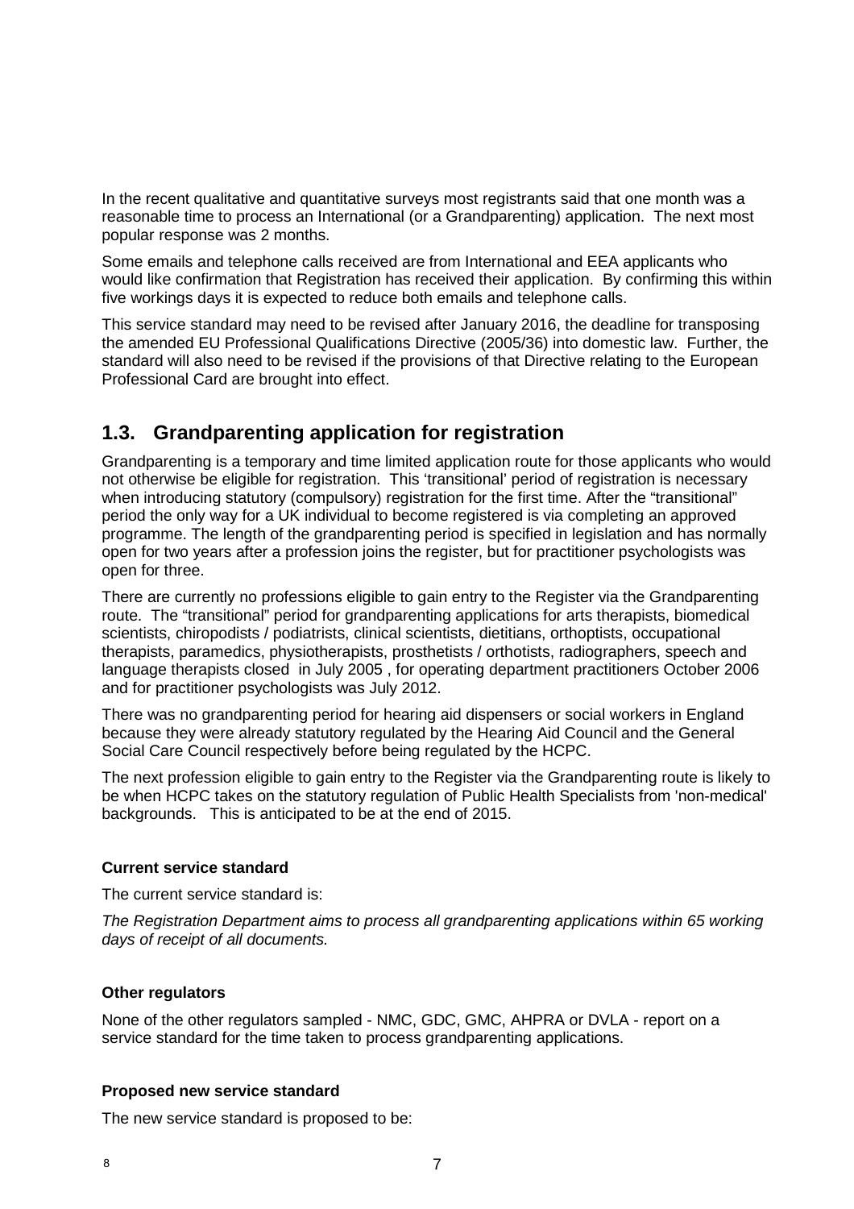In the recent qualitative and quantitative surveys most registrants said that one month was a reasonable time to process an International (or a Grandparenting) application. The next most popular response was 2 months.

Some emails and telephone calls received are from International and EEA applicants who would like confirmation that Registration has received their application. By confirming this within five workings days it is expected to reduce both emails and telephone calls.

This service standard may need to be revised after January 2016, the deadline for transposing the amended EU Professional Qualifications Directive (2005/36) into domestic law. Further, the standard will also need to be revised if the provisions of that Directive relating to the European Professional Card are brought into effect.

## 1.3. Grandparenting application for registration

Grandparenting is a temporary and time limited application route for those applicants who would not otherwise be eligible for registration. This 'transitional' period of registration is necessary when introducing statutory (compulsory) registration for the first time. After the "transitional" period the only way for a UK individual to become registered is via completing an approved programme. The length of the grandparenting period is specified in legislation and has normally open for two years after a profession joins the register, but for practitioner psychologists was open for three.

There are currently no professions eligible to gain entry to the Register via the Grandparenting route. The "transitional" period for grandparenting applications for arts therapists, biomedical scientists, chiropodists / podiatrists, clinical scientists, dietitians, orthoptists, occupational therapists, paramedics, physiotherapists, prosthetists / orthotists, radiographers, speech and language therapists closed in July 2005 , for operating department practitioners October 2006 and for practitioner psychologists was July 2012.

There was no grandparenting period for hearing aid dispensers or social workers in England because they were already statutory regulated by the Hearing Aid Council and the General Social Care Council respectively before being regulated by the HCPC.

The next profession eligible to gain entry to the Register via the Grandparenting route is likely to be when HCPC takes on the statutory regulation of Public Health Specialists from 'non-medical' backgrounds. This is anticipated to be at the end of 2015.

**Current service standard**

The current service standard is:

*The Registration Department aims to process all grandparenting applications within 65 working days of receipt of all documents.*

**Other regulators**

None of the other regulators sampled - NMC, GDC, GMC, AHPRA or DVLA - report on a service standard for the time taken to process grandparenting applications.

**Proposed new service standard**

The new service standard is proposed to be: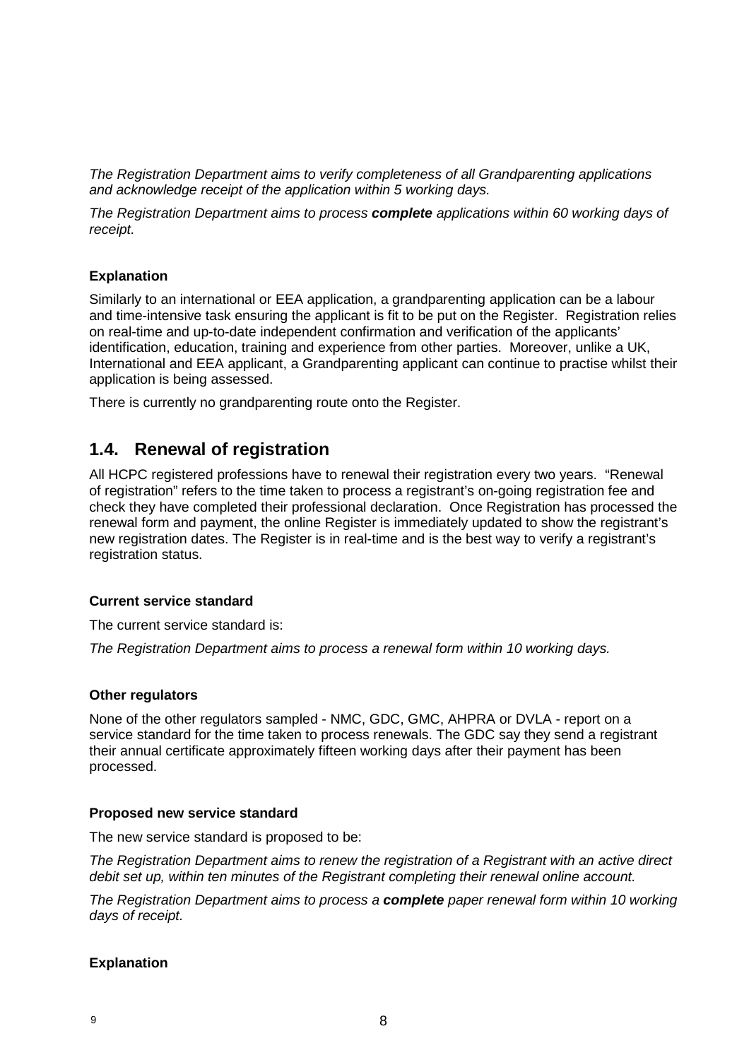*The Registration Department aims to verify completeness of all Grandparenting applications and acknowledge receipt of the application within 5 working days.*

*The Registration Department aims to process **complete** applications within 60 working days of receipt.*

**Explanation**

Similarly to an international or EEA application, a grandparenting application can be a labour and time-intensive task ensuring the applicant is fit to be put on the Register. Registration relies on real-time and up-to-date independent confirmation and verification of the applicants' identification, education, training and experience from other parties. Moreover, unlike a UK, International and EEA applicant, a Grandparenting applicant can continue to practise whilst their application is being assessed.

There is currently no grandparenting route onto the Register.

## 1.4. Renewal of registration

All HCPC registered professions have to renewal their registration every two years. "Renewal of registration" refers to the time taken to process a registrant's on-going registration fee and check they have completed their professional declaration. Once Registration has processed the renewal form and payment, the online Register is immediately updated to show the registrant's new registration dates. The Register is in real-time and is the best way to verify a registrant's registration status.

**Current service standard**

The current service standard is:

*The Registration Department aims to process a renewal form within 10 working days.*

**Other regulators**

None of the other regulators sampled - NMC, GDC, GMC, AHPRA or DVLA - report on a service standard for the time taken to process renewals. The GDC say they send a registrant their annual certificate approximately fifteen working days after their payment has been processed.

**Proposed new service standard**

The new service standard is proposed to be:

*The Registration Department aims to renew the registration of a Registrant with an active direct debit set up, within ten minutes of the Registrant completing their renewal online account.*

*The Registration Department aims to process a **complete** paper renewal form within 10 working days of receipt.*

**Explanation**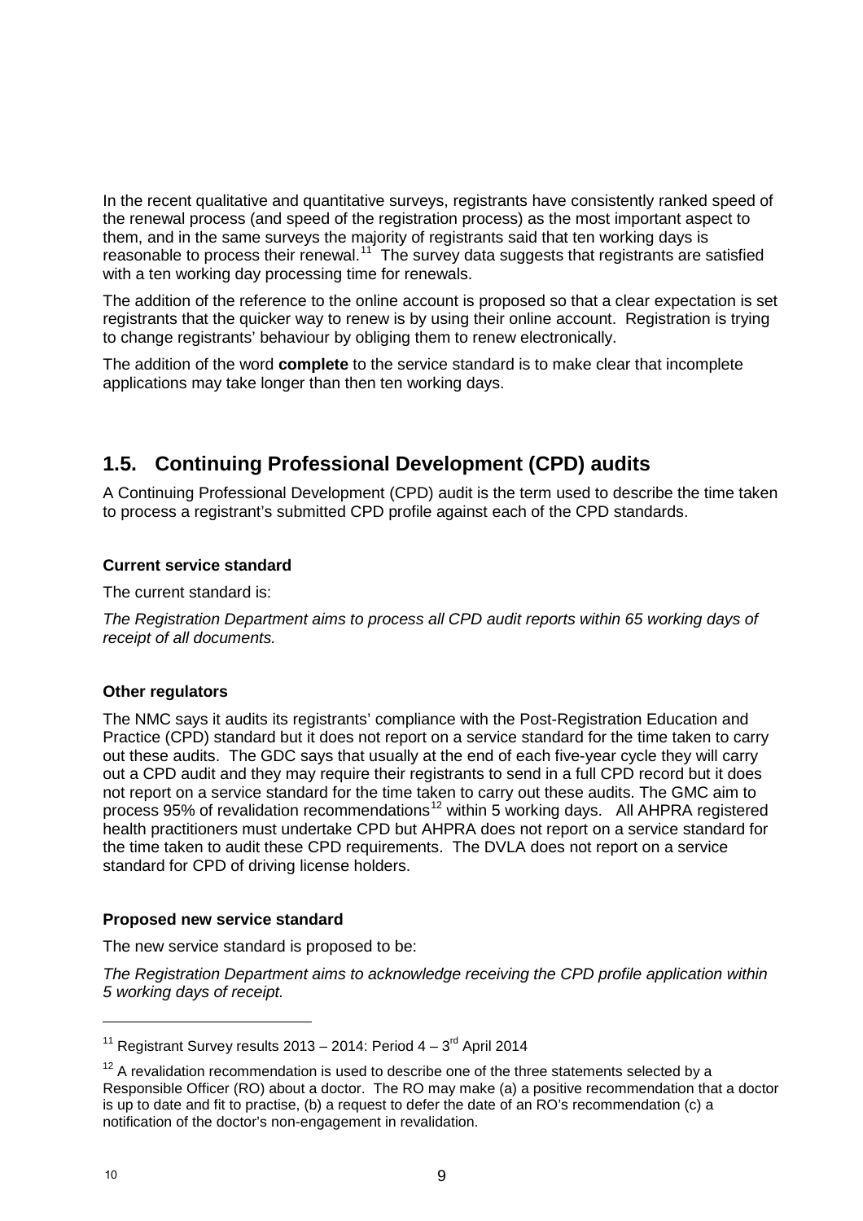In the recent qualitative and quantitative surveys, registrants have consistently ranked speed of the renewal process (and speed of the registration process) as the most important aspect to them, and in the same surveys the majority of registrants said that ten working days is reasonable to process their renewal.[11] The survey data suggests that registrants are satisfied with a ten working day processing time for renewals.

The addition of the reference to the online account is proposed so that a clear expectation is set registrants that the quicker way to renew is by using their online account. Registration is trying to change registrants' behaviour by obliging them to renew electronically.

The addition of the word **complete** to the service standard is to make clear that incomplete applications may take longer than then ten working days.

## 1.5. Continuing Professional Development (CPD) audits

A Continuing Professional Development (CPD) audit is the term used to describe the time taken to process a registrant's submitted CPD profile against each of the CPD standards.

**Current service standard**

The current standard is:

*The Registration Department aims to process all CPD audit reports within 65 working days of receipt of all documents.*

**Other regulators**

The NMC says it audits its registrants' compliance with the Post-Registration Education and Practice (CPD) standard but it does not report on a service standard for the time taken to carry out these audits. The GDC says that usually at the end of each five-year cycle they will carry out a CPD audit and they may require their registrants to send in a full CPD record but it does not report on a service standard for the time taken to carry out these audits. The GMC aim to process 95% of revalidation recommendations[12] within 5 working days. All AHPRA registered health practitioners must undertake CPD but AHPRA does not report on a service standard for the time taken to audit these CPD requirements. The DVLA does not report on a service standard for CPD of driving license holders.

**Proposed new service standard**

The new service standard is proposed to be:

*The Registration Department aims to acknowledge receiving the CPD profile application within 5 working days of receipt.*

---

[11] Registrant Survey results 2013 – 2014: Period 4 – 3rd April 2014

[12] A revalidation recommendation is used to describe one of the three statements selected by a Responsible Officer (RO) about a doctor. The RO may make (a) a positive recommendation that a doctor is up to date and fit to practise, (b) a request to defer the date of an RO's recommendation (c) a notification of the doctor's non-engagement in revalidation.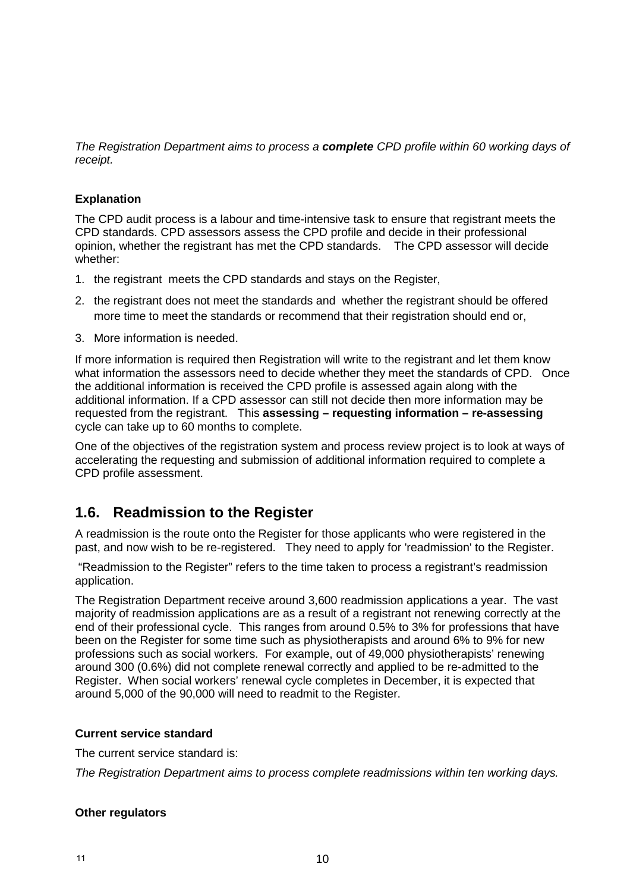*The Registration Department aims to process a **complete** CPD profile within 60 working days of receipt.*

**Explanation**

The CPD audit process is a labour and time-intensive task to ensure that registrant meets the CPD standards. CPD assessors assess the CPD profile and decide in their professional opinion, whether the registrant has met the CPD standards. The CPD assessor will decide whether:

1. the registrant meets the CPD standards and stays on the Register,
2. the registrant does not meet the standards and whether the registrant should be offered more time to meet the standards or recommend that their registration should end or,
3. More information is needed.

If more information is required then Registration will write to the registrant and let them know what information the assessors need to decide whether they meet the standards of CPD. Once the additional information is received the CPD profile is assessed again along with the additional information. If a CPD assessor can still not decide then more information may be requested from the registrant. This **assessing – requesting information – re-assessing** cycle can take up to 60 months to complete.

One of the objectives of the registration system and process review project is to look at ways of accelerating the requesting and submission of additional information required to complete a CPD profile assessment.

## 1.6. Readmission to the Register

A readmission is the route onto the Register for those applicants who were registered in the past, and now wish to be re-registered. They need to apply for 'readmission' to the Register.

"Readmission to the Register" refers to the time taken to process a registrant's readmission application.

The Registration Department receive around 3,600 readmission applications a year. The vast majority of readmission applications are as a result of a registrant not renewing correctly at the end of their professional cycle. This ranges from around 0.5% to 3% for professions that have been on the Register for some time such as physiotherapists and around 6% to 9% for new professions such as social workers. For example, out of 49,000 physiotherapists' renewing around 300 (0.6%) did not complete renewal correctly and applied to be re-admitted to the Register. When social workers' renewal cycle completes in December, it is expected that around 5,000 of the 90,000 will need to readmit to the Register.

**Current service standard**

The current service standard is:

*The Registration Department aims to process complete readmissions within ten working days.*

**Other regulators**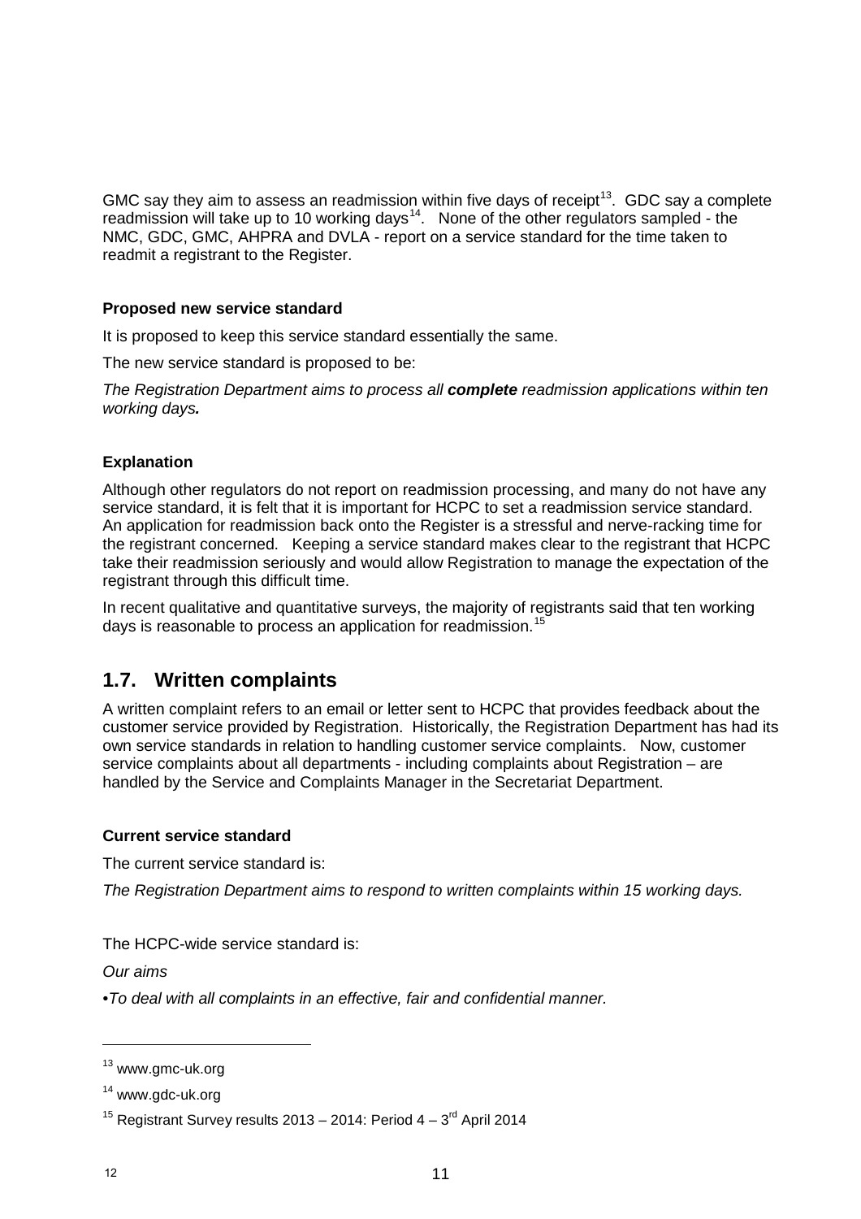GMC say they aim to assess an readmission within five days of receipt[13]. GDC say a complete readmission will take up to 10 working days[14]. None of the other regulators sampled - the NMC, GDC, GMC, AHPRA and DVLA - report on a service standard for the time taken to readmit a registrant to the Register.

**Proposed new service standard**

It is proposed to keep this service standard essentially the same.

The new service standard is proposed to be:

*The Registration Department aims to process all* ***complete*** *readmission applications within ten working days****.***

**Explanation**

Although other regulators do not report on readmission processing, and many do not have any service standard, it is felt that it is important for HCPC to set a readmission service standard. An application for readmission back onto the Register is a stressful and nerve-racking time for the registrant concerned. Keeping a service standard makes clear to the registrant that HCPC take their readmission seriously and would allow Registration to manage the expectation of the registrant through this difficult time.

In recent qualitative and quantitative surveys, the majority of registrants said that ten working days is reasonable to process an application for readmission.[15]

## 1.7. Written complaints

A written complaint refers to an email or letter sent to HCPC that provides feedback about the customer service provided by Registration. Historically, the Registration Department has had its own service standards in relation to handling customer service complaints. Now, customer service complaints about all departments - including complaints about Registration – are handled by the Service and Complaints Manager in the Secretariat Department.

**Current service standard**

The current service standard is:

*The Registration Department aims to respond to written complaints within 15 working days.*

The HCPC-wide service standard is:

*Our aims*

•*To deal with all complaints in an effective, fair and confidential manner.*

---

[13] www.gmc-uk.org

[14] www.gdc-uk.org

[15] Registrant Survey results 2013 – 2014: Period 4 – 3rd April 2014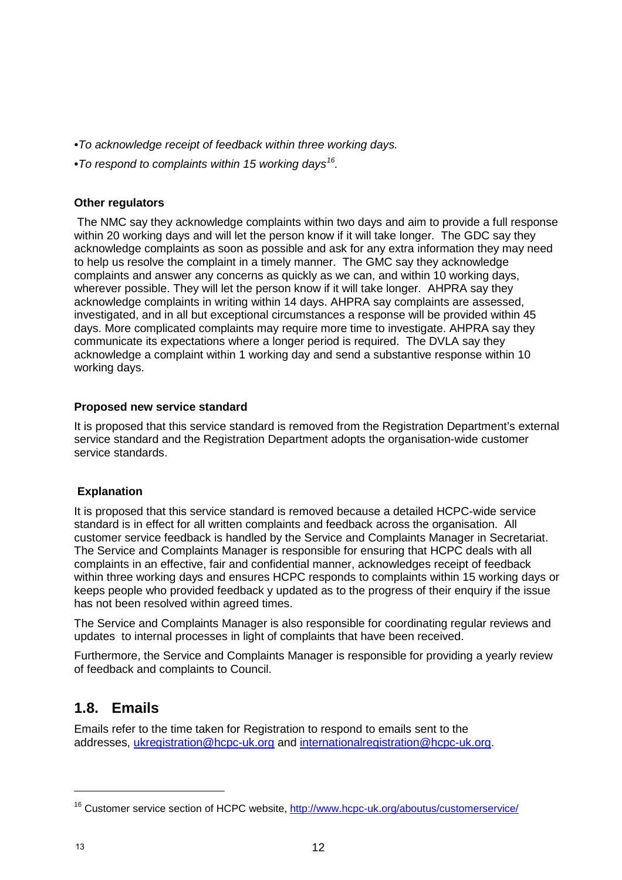•*To acknowledge receipt of feedback within three working days.*

•*To respond to complaints within 15 working days*[16]*.*

**Other regulators**

The NMC say they acknowledge complaints within two days and aim to provide a full response within 20 working days and will let the person know if it will take longer. The GDC say they acknowledge complaints as soon as possible and ask for any extra information they may need to help us resolve the complaint in a timely manner. The GMC say they acknowledge complaints and answer any concerns as quickly as we can, and within 10 working days, wherever possible. They will let the person know if it will take longer. AHPRA say they acknowledge complaints in writing within 14 days. AHPRA say complaints are assessed, investigated, and in all but exceptional circumstances a response will be provided within 45 days. More complicated complaints may require more time to investigate. AHPRA say they communicate its expectations where a longer period is required. The DVLA say they acknowledge a complaint within 1 working day and send a substantive response within 10 working days.

**Proposed new service standard**

It is proposed that this service standard is removed from the Registration Department's external service standard and the Registration Department adopts the organisation-wide customer service standards.

**Explanation**

It is proposed that this service standard is removed because a detailed HCPC-wide service standard is in effect for all written complaints and feedback across the organisation. All customer service feedback is handled by the Service and Complaints Manager in Secretariat. The Service and Complaints Manager is responsible for ensuring that HCPC deals with all complaints in an effective, fair and confidential manner, acknowledges receipt of feedback within three working days and ensures HCPC responds to complaints within 15 working days or keeps people who provided feedback y updated as to the progress of their enquiry if the issue has not been resolved within agreed times.

The Service and Complaints Manager is also responsible for coordinating regular reviews and updates to internal processes in light of complaints that have been received.

Furthermore, the Service and Complaints Manager is responsible for providing a yearly review of feedback and complaints to Council.

## 1.8. Emails

Emails refer to the time taken for Registration to respond to emails sent to the addresses, ukregistration@hcpc-uk.org and internationalregistration@hcpc-uk.org.

---

[16] Customer service section of HCPC website, http://www.hcpc-uk.org/aboutus/customerservice/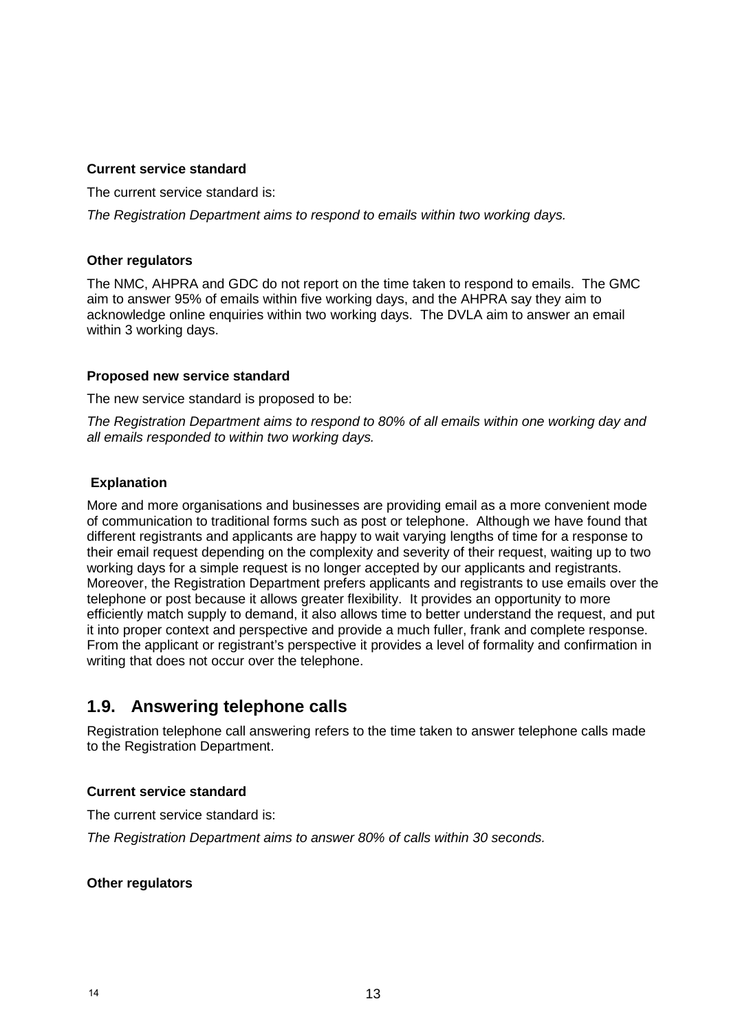**Current service standard**

The current service standard is:

*The Registration Department aims to respond to emails within two working days.*

**Other regulators**

The NMC, AHPRA and GDC do not report on the time taken to respond to emails. The GMC aim to answer 95% of emails within five working days, and the AHPRA say they aim to acknowledge online enquiries within two working days. The DVLA aim to answer an email within 3 working days.

**Proposed new service standard**

The new service standard is proposed to be:

*The Registration Department aims to respond to 80% of all emails within one working day and all emails responded to within two working days.*

**Explanation**

More and more organisations and businesses are providing email as a more convenient mode of communication to traditional forms such as post or telephone. Although we have found that different registrants and applicants are happy to wait varying lengths of time for a response to their email request depending on the complexity and severity of their request, waiting up to two working days for a simple request is no longer accepted by our applicants and registrants. Moreover, the Registration Department prefers applicants and registrants to use emails over the telephone or post because it allows greater flexibility. It provides an opportunity to more efficiently match supply to demand, it also allows time to better understand the request, and put it into proper context and perspective and provide a much fuller, frank and complete response. From the applicant or registrant's perspective it provides a level of formality and confirmation in writing that does not occur over the telephone.

## 1.9. Answering telephone calls

Registration telephone call answering refers to the time taken to answer telephone calls made to the Registration Department.

**Current service standard**

The current service standard is:

*The Registration Department aims to answer 80% of calls within 30 seconds.*

**Other regulators**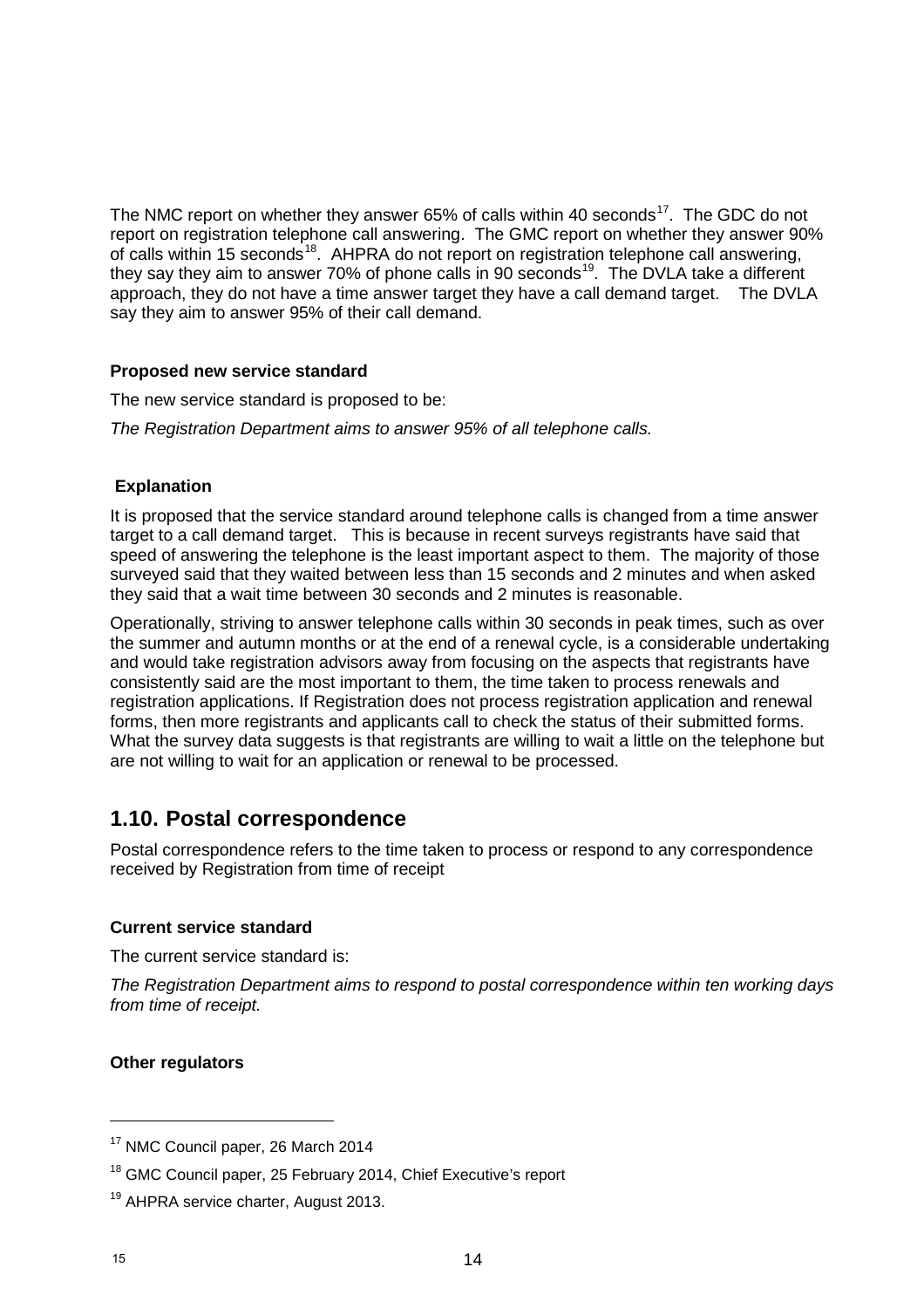The NMC report on whether they answer 65% of calls within 40 seconds[17]. The GDC do not report on registration telephone call answering. The GMC report on whether they answer 90% of calls within 15 seconds[18]. AHPRA do not report on registration telephone call answering, they say they aim to answer 70% of phone calls in 90 seconds[19]. The DVLA take a different approach, they do not have a time answer target they have a call demand target. The DVLA say they aim to answer 95% of their call demand.

**Proposed new service standard**

The new service standard is proposed to be:

*The Registration Department aims to answer 95% of all telephone calls.*

**Explanation**

It is proposed that the service standard around telephone calls is changed from a time answer target to a call demand target. This is because in recent surveys registrants have said that speed of answering the telephone is the least important aspect to them. The majority of those surveyed said that they waited between less than 15 seconds and 2 minutes and when asked they said that a wait time between 30 seconds and 2 minutes is reasonable.

Operationally, striving to answer telephone calls within 30 seconds in peak times, such as over the summer and autumn months or at the end of a renewal cycle, is a considerable undertaking and would take registration advisors away from focusing on the aspects that registrants have consistently said are the most important to them, the time taken to process renewals and registration applications. If Registration does not process registration application and renewal forms, then more registrants and applicants call to check the status of their submitted forms. What the survey data suggests is that registrants are willing to wait a little on the telephone but are not willing to wait for an application or renewal to be processed.

## 1.10. Postal correspondence

Postal correspondence refers to the time taken to process or respond to any correspondence received by Registration from time of receipt

**Current service standard**

The current service standard is:

*The Registration Department aims to respond to postal correspondence within ten working days from time of receipt.*

**Other regulators**

---

[17] NMC Council paper, 26 March 2014

[18] GMC Council paper, 25 February 2014, Chief Executive's report

[19] AHPRA service charter, August 2013.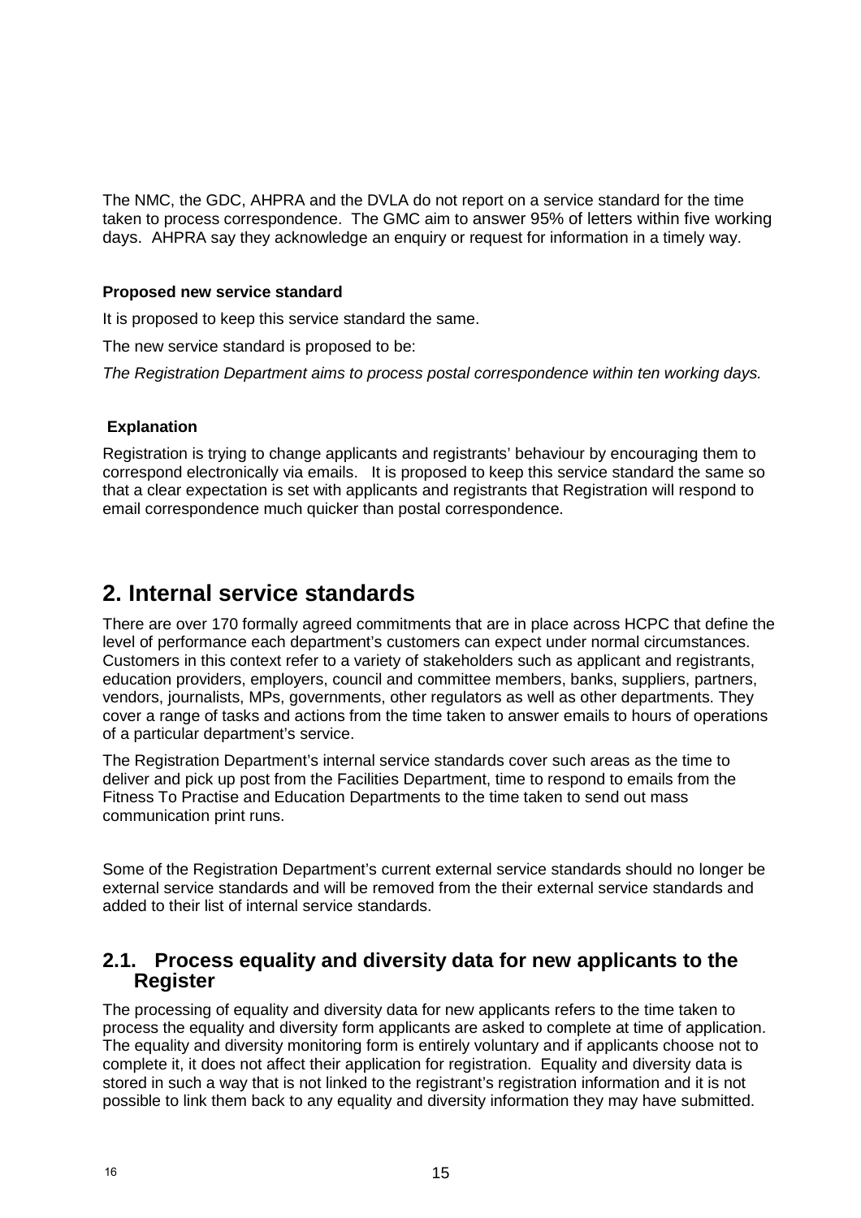The NMC, the GDC, AHPRA and the DVLA do not report on a service standard for the time taken to process correspondence. The GMC aim to answer 95% of letters within five working days. AHPRA say they acknowledge an enquiry or request for information in a timely way.

**Proposed new service standard**

It is proposed to keep this service standard the same.

The new service standard is proposed to be:

*The Registration Department aims to process postal correspondence within ten working days.*

**Explanation**

Registration is trying to change applicants and registrants' behaviour by encouraging them to correspond electronically via emails. It is proposed to keep this service standard the same so that a clear expectation is set with applicants and registrants that Registration will respond to email correspondence much quicker than postal correspondence.

## 2. Internal service standards

There are over 170 formally agreed commitments that are in place across HCPC that define the level of performance each department's customers can expect under normal circumstances. Customers in this context refer to a variety of stakeholders such as applicant and registrants, education providers, employers, council and committee members, banks, suppliers, partners, vendors, journalists, MPs, governments, other regulators as well as other departments. They cover a range of tasks and actions from the time taken to answer emails to hours of operations of a particular department's service.

The Registration Department's internal service standards cover such areas as the time to deliver and pick up post from the Facilities Department, time to respond to emails from the Fitness To Practise and Education Departments to the time taken to send out mass communication print runs.

Some of the Registration Department's current external service standards should no longer be external service standards and will be removed from the their external service standards and added to their list of internal service standards.

### 2.1. Process equality and diversity data for new applicants to the Register

The processing of equality and diversity data for new applicants refers to the time taken to process the equality and diversity form applicants are asked to complete at time of application. The equality and diversity monitoring form is entirely voluntary and if applicants choose not to complete it, it does not affect their application for registration. Equality and diversity data is stored in such a way that is not linked to the registrant's registration information and it is not possible to link them back to any equality and diversity information they may have submitted.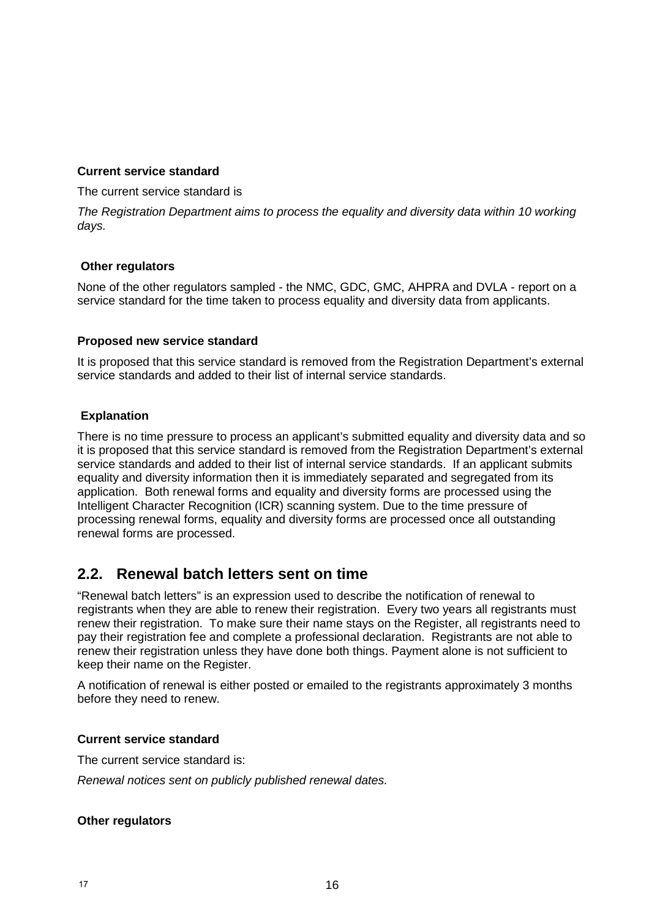**Current service standard**

The current service standard is

*The Registration Department aims to process the equality and diversity data within 10 working days.*

**Other regulators**

None of the other regulators sampled - the NMC, GDC, GMC, AHPRA and DVLA - report on a service standard for the time taken to process equality and diversity data from applicants.

**Proposed new service standard**

It is proposed that this service standard is removed from the Registration Department's external service standards and added to their list of internal service standards.

**Explanation**

There is no time pressure to process an applicant's submitted equality and diversity data and so it is proposed that this service standard is removed from the Registration Department's external service standards and added to their list of internal service standards. If an applicant submits equality and diversity information then it is immediately separated and segregated from its application. Both renewal forms and equality and diversity forms are processed using the Intelligent Character Recognition (ICR) scanning system. Due to the time pressure of processing renewal forms, equality and diversity forms are processed once all outstanding renewal forms are processed.

## 2.2. Renewal batch letters sent on time

"Renewal batch letters" is an expression used to describe the notification of renewal to registrants when they are able to renew their registration. Every two years all registrants must renew their registration. To make sure their name stays on the Register, all registrants need to pay their registration fee and complete a professional declaration. Registrants are not able to renew their registration unless they have done both things. Payment alone is not sufficient to keep their name on the Register.

A notification of renewal is either posted or emailed to the registrants approximately 3 months before they need to renew.

**Current service standard**

The current service standard is:

*Renewal notices sent on publicly published renewal dates.*

**Other regulators**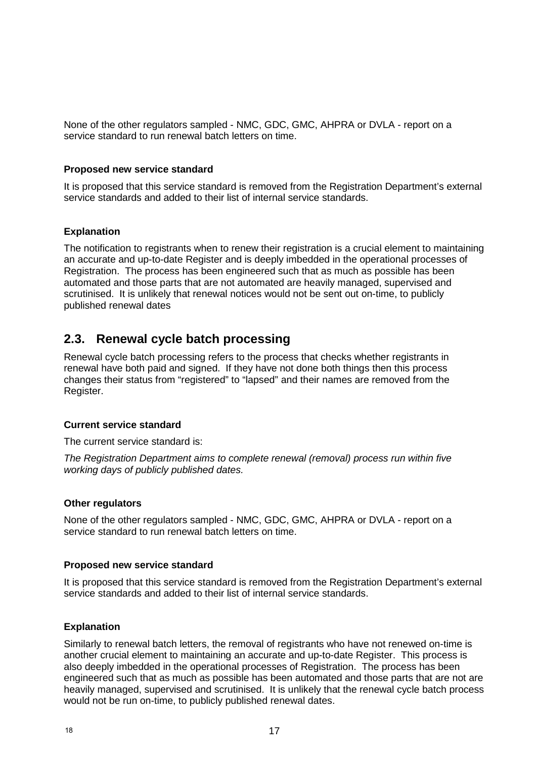None of the other regulators sampled - NMC, GDC, GMC, AHPRA or DVLA - report on a service standard to run renewal batch letters on time.

**Proposed new service standard**

It is proposed that this service standard is removed from the Registration Department's external service standards and added to their list of internal service standards.

**Explanation**

The notification to registrants when to renew their registration is a crucial element to maintaining an accurate and up-to-date Register and is deeply imbedded in the operational processes of Registration. The process has been engineered such that as much as possible has been automated and those parts that are not automated are heavily managed, supervised and scrutinised. It is unlikely that renewal notices would not be sent out on-time, to publicly published renewal dates

## 2.3. Renewal cycle batch processing

Renewal cycle batch processing refers to the process that checks whether registrants in renewal have both paid and signed. If they have not done both things then this process changes their status from "registered" to "lapsed" and their names are removed from the Register.

**Current service standard**

The current service standard is:

*The Registration Department aims to complete renewal (removal) process run within five working days of publicly published dates.*

**Other regulators**

None of the other regulators sampled - NMC, GDC, GMC, AHPRA or DVLA - report on a service standard to run renewal batch letters on time.

**Proposed new service standard**

It is proposed that this service standard is removed from the Registration Department's external service standards and added to their list of internal service standards.

**Explanation**

Similarly to renewal batch letters, the removal of registrants who have not renewed on-time is another crucial element to maintaining an accurate and up-to-date Register. This process is also deeply imbedded in the operational processes of Registration. The process has been engineered such that as much as possible has been automated and those parts that are not are heavily managed, supervised and scrutinised. It is unlikely that the renewal cycle batch process would not be run on-time, to publicly published renewal dates.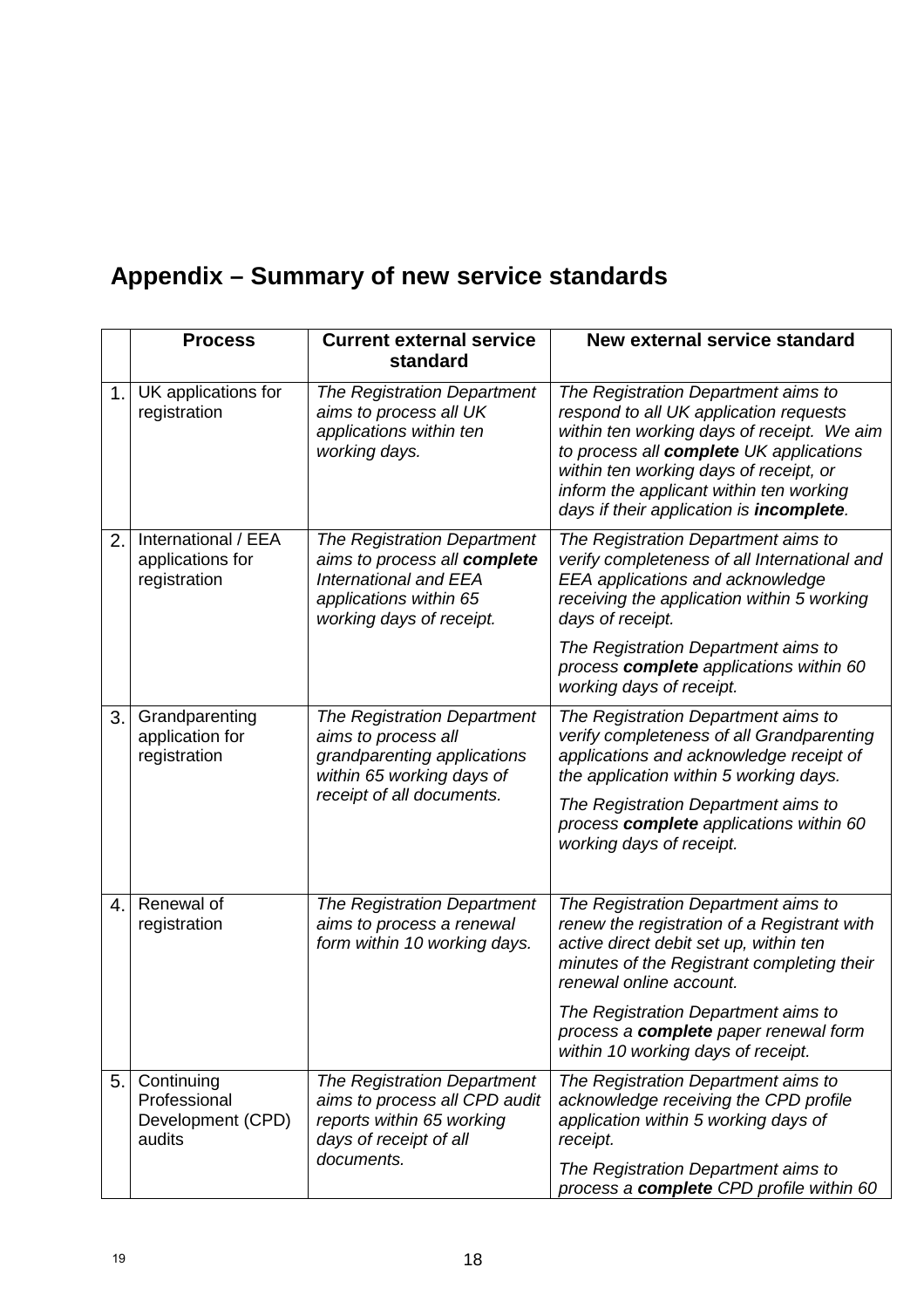## Appendix – Summary of new service standards

| | Process | Current external service standard | New external service standard |
|---|---|---|---|
| 1. | UK applications for registration | *The Registration Department aims to process all UK applications within ten working days.* | *The Registration Department aims to respond to all UK application requests within ten working days of receipt. We aim to process all **complete** UK applications within ten working days of receipt, or inform the applicant within ten working days if their application is **incomplete**.* |
| 2. | International / EEA applications for registration | *The Registration Department aims to process all **complete** International and EEA applications within 65 working days of receipt.* | *The Registration Department aims to verify completeness of all International and EEA applications and acknowledge receiving the application within 5 working days of receipt.*<br><br>*The Registration Department aims to process **complete** applications within 60 working days of receipt.* |
| 3. | Grandparenting application for registration | *The Registration Department aims to process all grandparenting applications within 65 working days of receipt of all documents.* | *The Registration Department aims to verify completeness of all Grandparenting applications and acknowledge receipt of the application within 5 working days.*<br><br>*The Registration Department aims to process **complete** applications within 60 working days of receipt.* |
| 4. | Renewal of registration | *The Registration Department aims to process a renewal form within 10 working days.* | *The Registration Department aims to renew the registration of a Registrant with active direct debit set up, within ten minutes of the Registrant completing their renewal online account.*<br><br>*The Registration Department aims to process a **complete** paper renewal form within 10 working days of receipt.* |
| 5. | Continuing Professional Development (CPD) audits | *The Registration Department aims to process all CPD audit reports within 65 working days of receipt of all documents.* | *The Registration Department aims to acknowledge receiving the CPD profile application within 5 working days of receipt.*<br><br>*The Registration Department aims to process a **complete** CPD profile within 60* |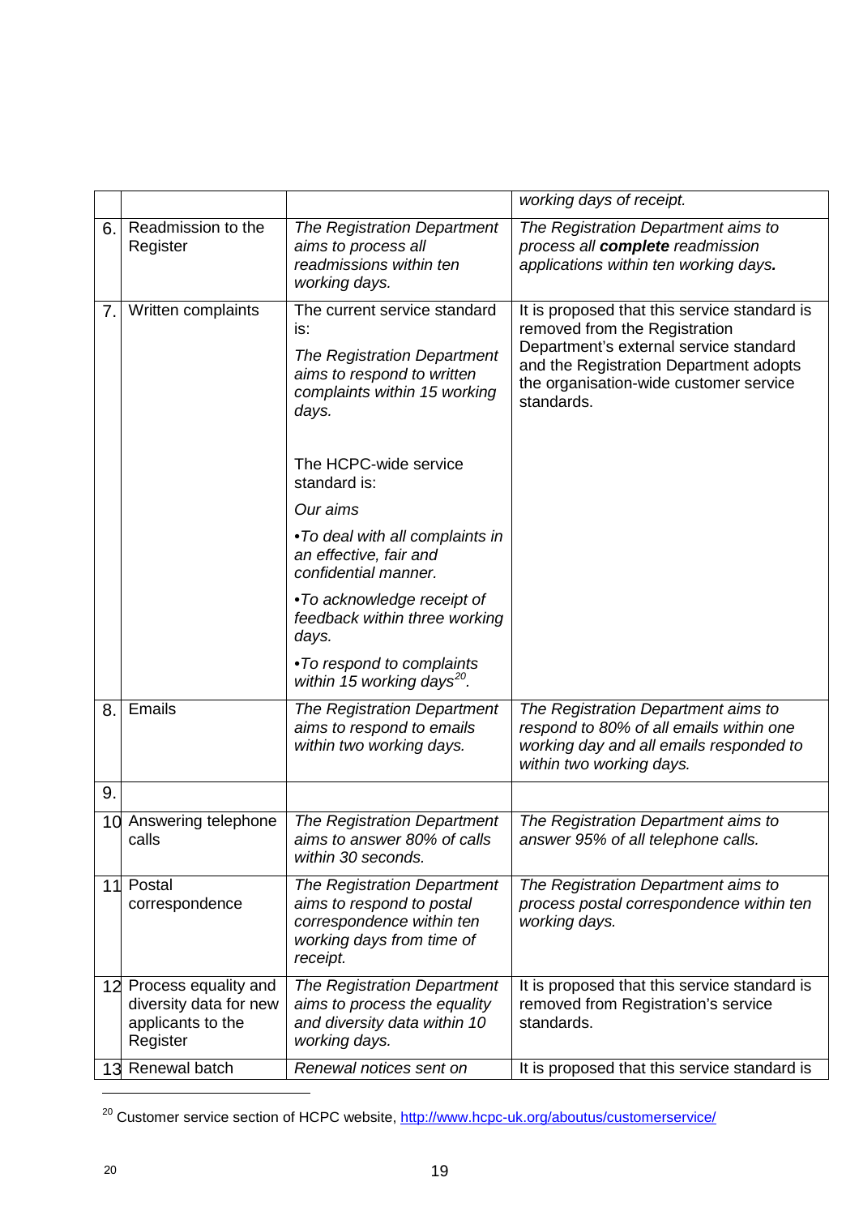| | | | |
|---|---|---|---|
| | | | *working days of receipt.* |
| 6. | Readmission to the Register | *The Registration Department aims to process all readmissions within ten working days.* | *The Registration Department aims to process all* ***complete*** *readmission applications within ten working days.* |
| 7. | Written complaints | The current service standard is: *The Registration Department aims to respond to written complaints within 15 working days.* The HCPC-wide service standard is: *Our aims* *•To deal with all complaints in an effective, fair and confidential manner.* *•To acknowledge receipt of feedback within three working days.* *•To respond to complaints within 15 working days*[20]. | It is proposed that this service standard is removed from the Registration Department's external service standard and the Registration Department adopts the organisation-wide customer service standards. |
| 8. | Emails | *The Registration Department aims to respond to emails within two working days.* | *The Registration Department aims to respond to 80% of all emails within one working day and all emails responded to within two working days.* |
| 9. | | | |
| 10 | Answering telephone calls | *The Registration Department aims to answer 80% of calls within 30 seconds.* | *The Registration Department aims to answer 95% of all telephone calls.* |
| 11 | Postal correspondence | *The Registration Department aims to respond to postal correspondence within ten working days from time of receipt.* | *The Registration Department aims to process postal correspondence within ten working days.* |
| 12 | Process equality and diversity data for new applicants to the Register | *The Registration Department aims to process the equality and diversity data within 10 working days.* | It is proposed that this service standard is removed from Registration's service standards. |
| 13 | Renewal batch | *Renewal notices sent on* | It is proposed that this service standard is |

[20] Customer service section of HCPC website, http://www.hcpc-uk.org/aboutus/customerservice/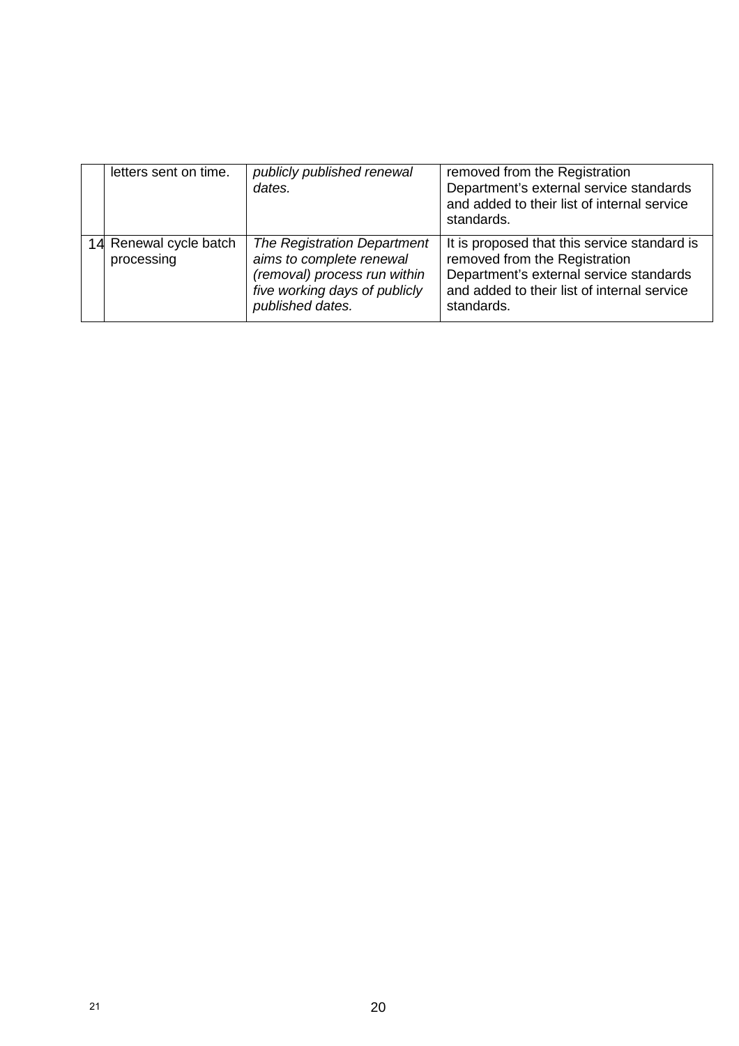| | | | |
|---|---|---|---|
| | letters sent on time. | *publicly published renewal dates.* | removed from the Registration Department's external service standards and added to their list of internal service standards. |
| 14 | Renewal cycle batch processing | *The Registration Department aims to complete renewal (removal) process run within five working days of publicly published dates.* | It is proposed that this service standard is removed from the Registration Department's external service standards and added to their list of internal service standards. |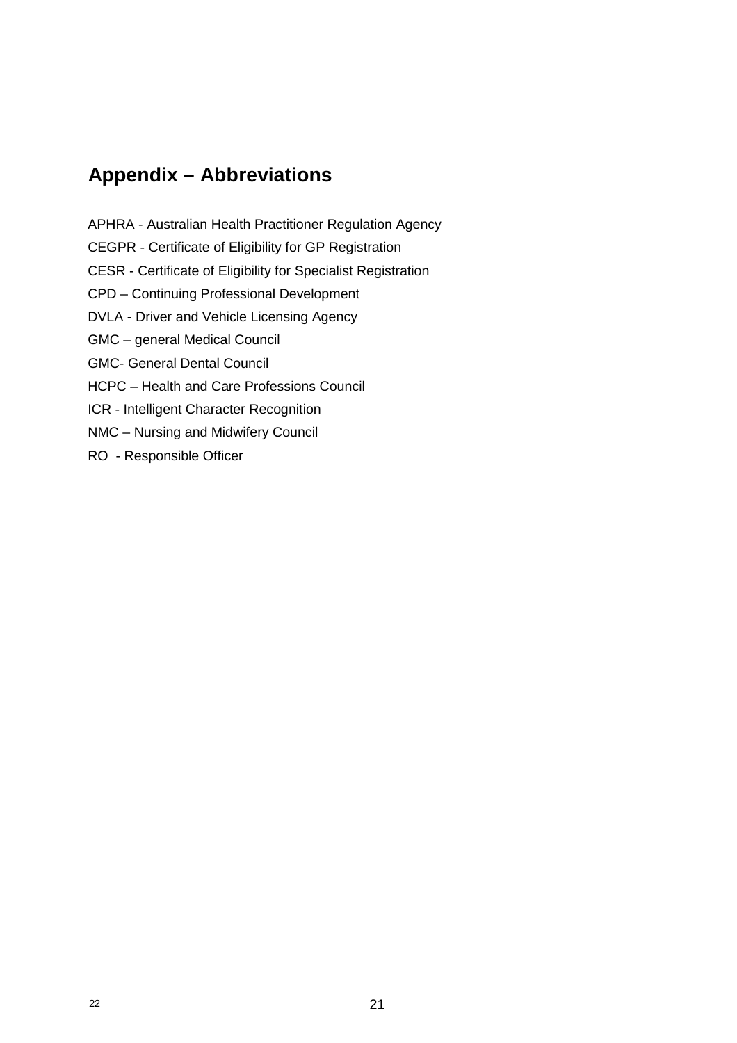## Appendix – Abbreviations

APHRA - Australian Health Practitioner Regulation Agency

CEGPR - Certificate of Eligibility for GP Registration

CESR - Certificate of Eligibility for Specialist Registration

CPD – Continuing Professional Development

DVLA - Driver and Vehicle Licensing Agency

GMC – general Medical Council

GMC- General Dental Council

HCPC – Health and Care Professions Council

ICR - Intelligent Character Recognition

NMC – Nursing and Midwifery Council

RO  - Responsible Officer